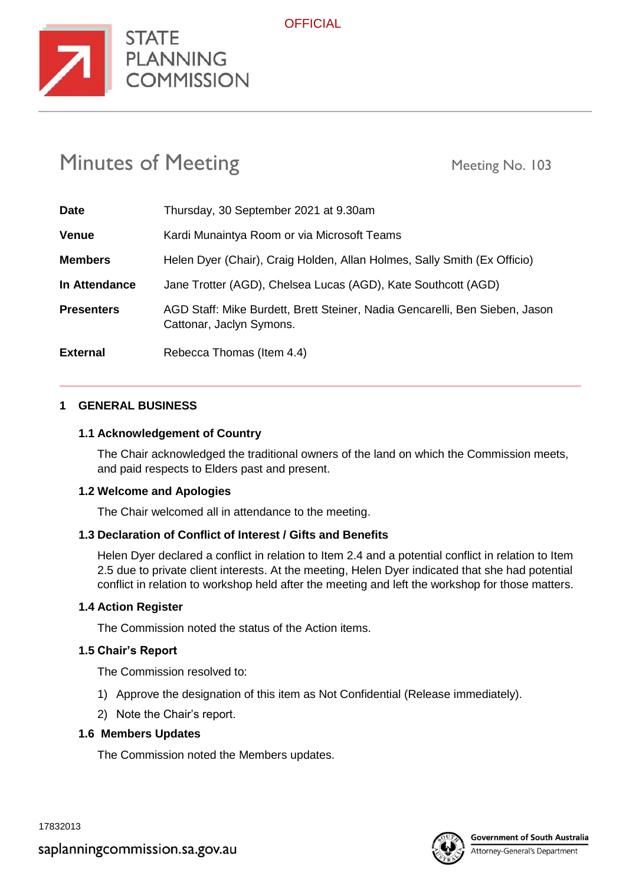OFFICIAL

STATE PLANNING COMMISSION

# Minutes of Meeting

Meeting No. 103

| | |
|---|---|
| **Date** | Thursday, 30 September 2021 at 9.30am |
| **Venue** | Kardi Munaintya Room or via Microsoft Teams |
| **Members** | Helen Dyer (Chair), Craig Holden, Allan Holmes, Sally Smith (Ex Officio) |
| **In Attendance** | Jane Trotter (AGD), Chelsea Lucas (AGD), Kate Southcott (AGD) |
| **Presenters** | AGD Staff: Mike Burdett, Brett Steiner, Nadia Gencarelli, Ben Sieben, Jason Cattonar, Jaclyn Symons. |
| **External** | Rebecca Thomas (Item 4.4) |

## 1 GENERAL BUSINESS

### 1.1 Acknowledgement of Country

The Chair acknowledged the traditional owners of the land on which the Commission meets, and paid respects to Elders past and present.

### 1.2 Welcome and Apologies

The Chair welcomed all in attendance to the meeting.

### 1.3 Declaration of Conflict of Interest / Gifts and Benefits

Helen Dyer declared a conflict in relation to Item 2.4 and a potential conflict in relation to Item 2.5 due to private client interests. At the meeting, Helen Dyer indicated that she had potential conflict in relation to workshop held after the meeting and left the workshop for those matters.

### 1.4 Action Register

The Commission noted the status of the Action items.

### 1.5 Chair's Report

The Commission resolved to:

1) Approve the designation of this item as Not Confidential (Release immediately).
2) Note the Chair's report.

### 1.6 Members Updates

The Commission noted the Members updates.

17832013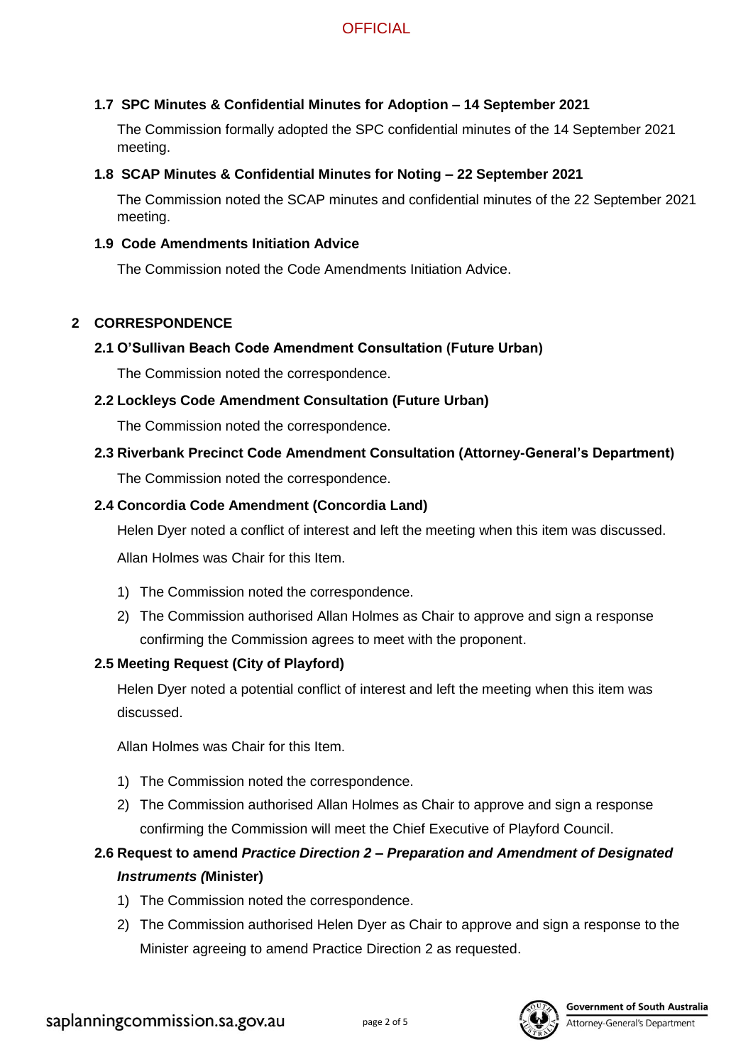### 1.7 SPC Minutes & Confidential Minutes for Adoption – 14 September 2021

The Commission formally adopted the SPC confidential minutes of the 14 September 2021 meeting.

### 1.8 SCAP Minutes & Confidential Minutes for Noting – 22 September 2021

The Commission noted the SCAP minutes and confidential minutes of the 22 September 2021 meeting.

### 1.9 Code Amendments Initiation Advice

The Commission noted the Code Amendments Initiation Advice.

## 2 CORRESPONDENCE

### 2.1 O'Sullivan Beach Code Amendment Consultation (Future Urban)

The Commission noted the correspondence.

### 2.2 Lockleys Code Amendment Consultation (Future Urban)

The Commission noted the correspondence.

### 2.3 Riverbank Precinct Code Amendment Consultation (Attorney-General's Department)

The Commission noted the correspondence.

### 2.4 Concordia Code Amendment (Concordia Land)

Helen Dyer noted a conflict of interest and left the meeting when this item was discussed.

Allan Holmes was Chair for this Item.

1) The Commission noted the correspondence.
2) The Commission authorised Allan Holmes as Chair to approve and sign a response confirming the Commission agrees to meet with the proponent.

### 2.5 Meeting Request (City of Playford)

Helen Dyer noted a potential conflict of interest and left the meeting when this item was discussed.

Allan Holmes was Chair for this Item.

1) The Commission noted the correspondence.
2) The Commission authorised Allan Holmes as Chair to approve and sign a response confirming the Commission will meet the Chief Executive of Playford Council.

### 2.6 Request to amend *Practice Direction 2 – Preparation and Amendment of Designated Instruments (*Minister)

1) The Commission noted the correspondence.
2) The Commission authorised Helen Dyer as Chair to approve and sign a response to the Minister agreeing to amend Practice Direction 2 as requested.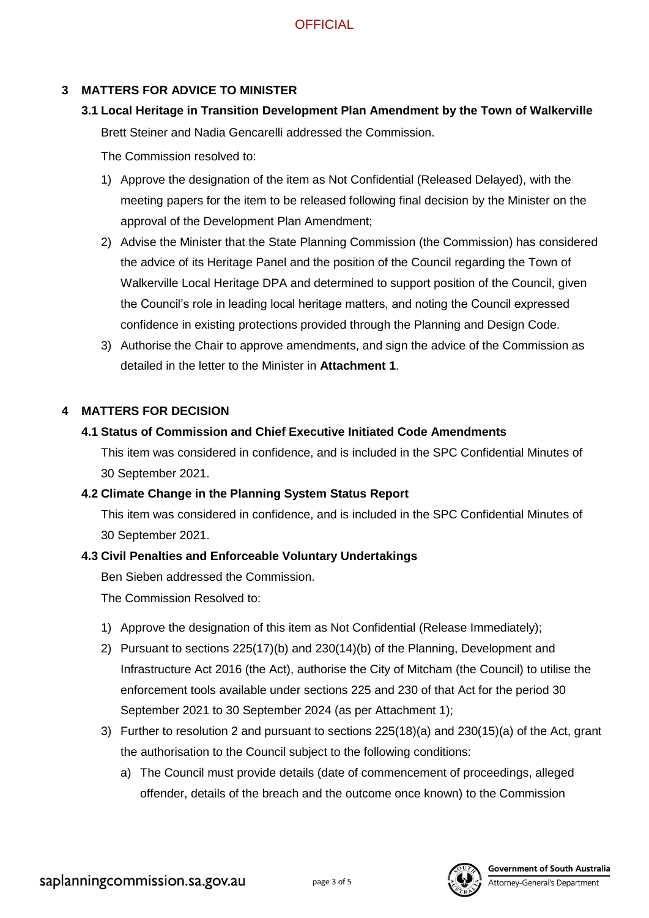## 3 MATTERS FOR ADVICE TO MINISTER

### 3.1 Local Heritage in Transition Development Plan Amendment by the Town of Walkerville

Brett Steiner and Nadia Gencarelli addressed the Commission.

The Commission resolved to:

1) Approve the designation of the item as Not Confidential (Released Delayed), with the meeting papers for the item to be released following final decision by the Minister on the approval of the Development Plan Amendment;
2) Advise the Minister that the State Planning Commission (the Commission) has considered the advice of its Heritage Panel and the position of the Council regarding the Town of Walkerville Local Heritage DPA and determined to support position of the Council, given the Council's role in leading local heritage matters, and noting the Council expressed confidence in existing protections provided through the Planning and Design Code.
3) Authorise the Chair to approve amendments, and sign the advice of the Commission as detailed in the letter to the Minister in **Attachment 1**.

## 4 MATTERS FOR DECISION

### 4.1 Status of Commission and Chief Executive Initiated Code Amendments

This item was considered in confidence, and is included in the SPC Confidential Minutes of 30 September 2021.

### 4.2 Climate Change in the Planning System Status Report

This item was considered in confidence, and is included in the SPC Confidential Minutes of 30 September 2021.

### 4.3 Civil Penalties and Enforceable Voluntary Undertakings

Ben Sieben addressed the Commission.

The Commission Resolved to:

1) Approve the designation of this item as Not Confidential (Release Immediately);
2) Pursuant to sections 225(17)(b) and 230(14)(b) of the Planning, Development and Infrastructure Act 2016 (the Act), authorise the City of Mitcham (the Council) to utilise the enforcement tools available under sections 225 and 230 of that Act for the period 30 September 2021 to 30 September 2024 (as per Attachment 1);
3) Further to resolution 2 and pursuant to sections 225(18)(a) and 230(15)(a) of the Act, grant the authorisation to the Council subject to the following conditions:
   a) The Council must provide details (date of commencement of proceedings, alleged offender, details of the breach and the outcome once known) to the Commission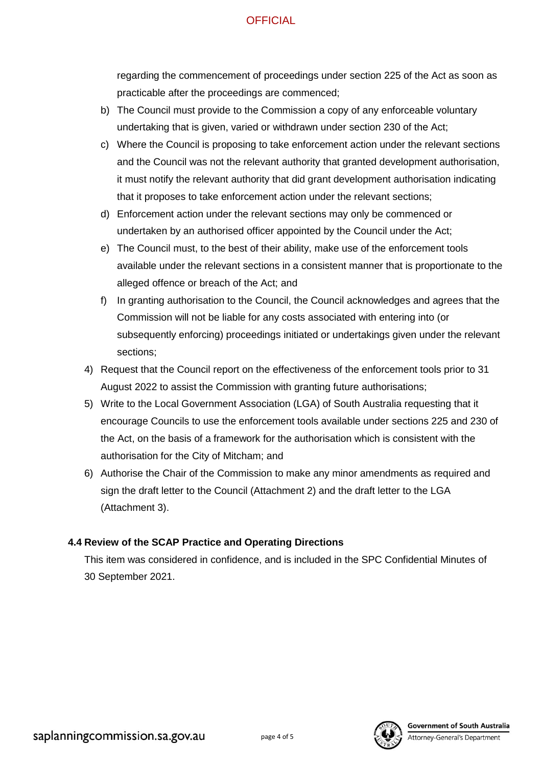regarding the commencement of proceedings under section 225 of the Act as soon as practicable after the proceedings are commenced;

b) The Council must provide to the Commission a copy of any enforceable voluntary undertaking that is given, varied or withdrawn under section 230 of the Act;

c) Where the Council is proposing to take enforcement action under the relevant sections and the Council was not the relevant authority that granted development authorisation, it must notify the relevant authority that did grant development authorisation indicating that it proposes to take enforcement action under the relevant sections;

d) Enforcement action under the relevant sections may only be commenced or undertaken by an authorised officer appointed by the Council under the Act;

e) The Council must, to the best of their ability, make use of the enforcement tools available under the relevant sections in a consistent manner that is proportionate to the alleged offence or breach of the Act; and

f) In granting authorisation to the Council, the Council acknowledges and agrees that the Commission will not be liable for any costs associated with entering into (or subsequently enforcing) proceedings initiated or undertakings given under the relevant sections;

4) Request that the Council report on the effectiveness of the enforcement tools prior to 31 August 2022 to assist the Commission with granting future authorisations;

5) Write to the Local Government Association (LGA) of South Australia requesting that it encourage Councils to use the enforcement tools available under sections 225 and 230 of the Act, on the basis of a framework for the authorisation which is consistent with the authorisation for the City of Mitcham; and

6) Authorise the Chair of the Commission to make any minor amendments as required and sign the draft letter to the Council (Attachment 2) and the draft letter to the LGA (Attachment 3).

### 4.4 Review of the SCAP Practice and Operating Directions

This item was considered in confidence, and is included in the SPC Confidential Minutes of 30 September 2021.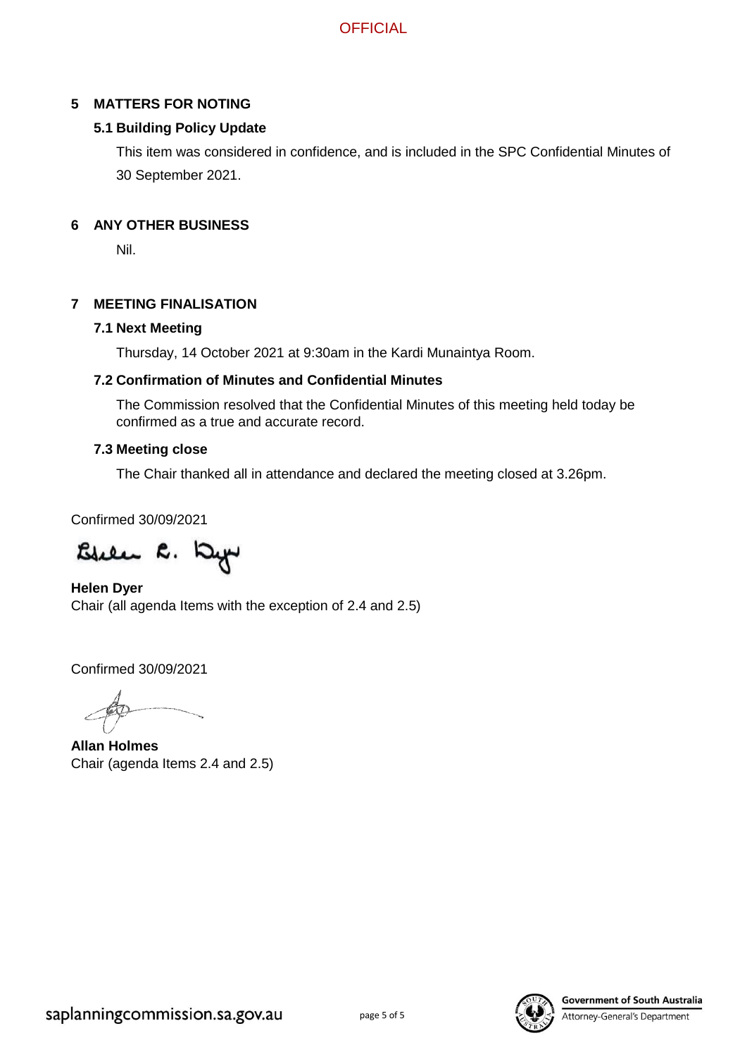## 5 MATTERS FOR NOTING

### 5.1 Building Policy Update

This item was considered in confidence, and is included in the SPC Confidential Minutes of 30 September 2021.

## 6 ANY OTHER BUSINESS

Nil.

## 7 MEETING FINALISATION

### 7.1 Next Meeting

Thursday, 14 October 2021 at 9:30am in the Kardi Munaintya Room.

### 7.2 Confirmation of Minutes and Confidential Minutes

The Commission resolved that the Confidential Minutes of this meeting held today be confirmed as a true and accurate record.

### 7.3 Meeting close

The Chair thanked all in attendance and declared the meeting closed at 3.26pm.

Confirmed 30/09/2021

**Helen Dyer**
Chair (all agenda Items with the exception of 2.4 and 2.5)

Confirmed 30/09/2021

**Allan Holmes**
Chair (agenda Items 2.4 and 2.5)